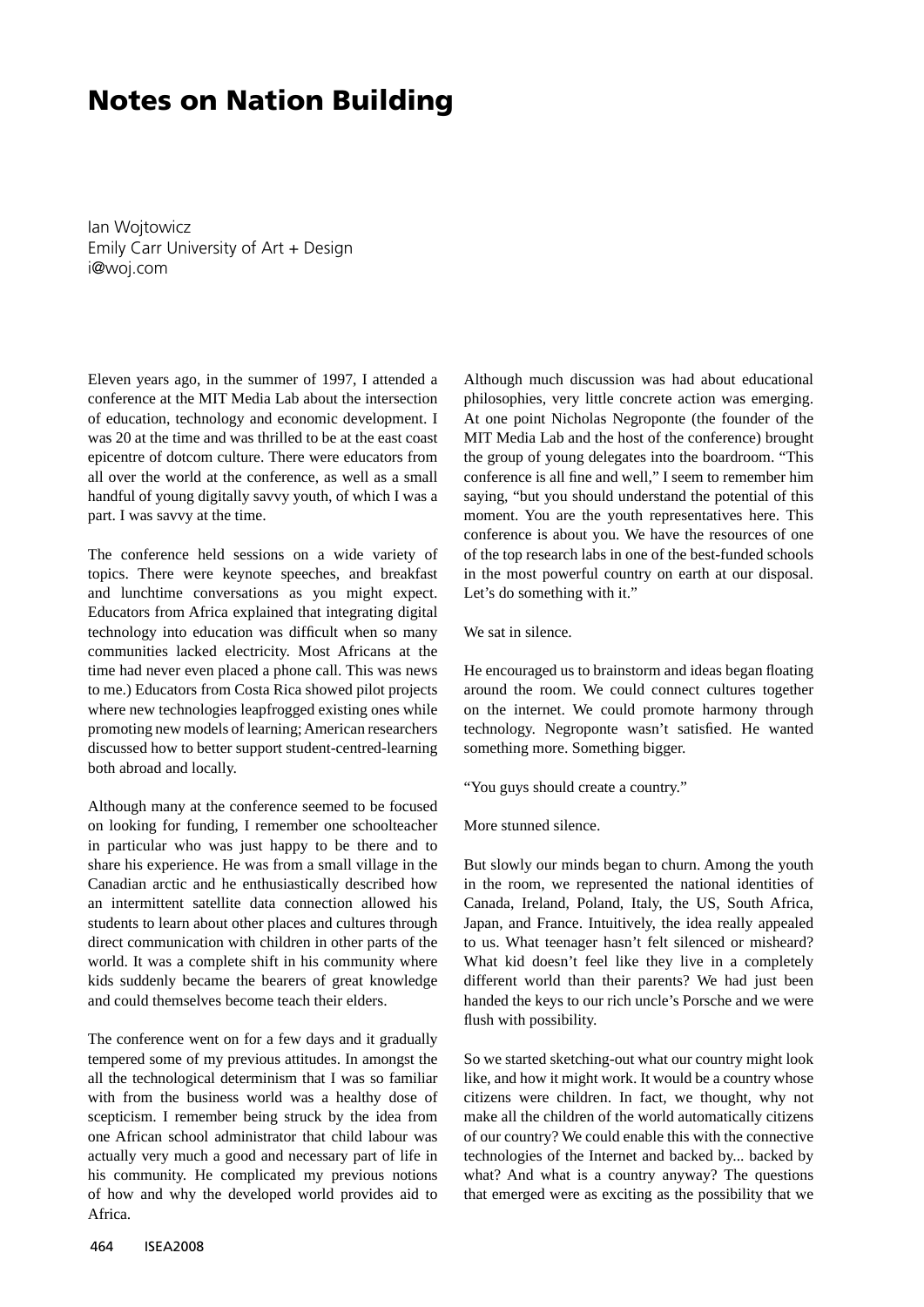# Notes on Nation Building

Ian Wojtowicz
Emily Carr University of Art + Design
i@woj.com

Eleven years ago, in the summer of 1997, I attended a conference at the MIT Media Lab about the intersection of education, technology and economic development. I was 20 at the time and was thrilled to be at the east coast epicentre of dotcom culture. There were educators from all over the world at the conference, as well as a small handful of young digitally savvy youth, of which I was a part. I was savvy at the time.

The conference held sessions on a wide variety of topics. There were keynote speeches, and breakfast and lunchtime conversations as you might expect. Educators from Africa explained that integrating digital technology into education was difficult when so many communities lacked electricity. Most Africans at the time had never even placed a phone call. This was news to me.) Educators from Costa Rica showed pilot projects where new technologies leapfrogged existing ones while promoting new models of learning; American researchers discussed how to better support student-centred-learning both abroad and locally.

Although many at the conference seemed to be focused on looking for funding, I remember one schoolteacher in particular who was just happy to be there and to share his experience. He was from a small village in the Canadian arctic and he enthusiastically described how an intermittent satellite data connection allowed his students to learn about other places and cultures through direct communication with children in other parts of the world. It was a complete shift in his community where kids suddenly became the bearers of great knowledge and could themselves become teach their elders.

The conference went on for a few days and it gradually tempered some of my previous attitudes. In amongst the all the technological determinism that I was so familiar with from the business world was a healthy dose of scepticism. I remember being struck by the idea from one African school administrator that child labour was actually very much a good and necessary part of life in his community. He complicated my previous notions of how and why the developed world provides aid to Africa.

Although much discussion was had about educational philosophies, very little concrete action was emerging. At one point Nicholas Negroponte (the founder of the MIT Media Lab and the host of the conference) brought the group of young delegates into the boardroom. "This conference is all fine and well," I seem to remember him saying, "but you should understand the potential of this moment. You are the youth representatives here. This conference is about you. We have the resources of one of the top research labs in one of the best-funded schools in the most powerful country on earth at our disposal. Let's do something with it."

We sat in silence.

He encouraged us to brainstorm and ideas began floating around the room. We could connect cultures together on the internet. We could promote harmony through technology. Negroponte wasn't satisfied. He wanted something more. Something bigger.

"You guys should create a country."

More stunned silence.

But slowly our minds began to churn. Among the youth in the room, we represented the national identities of Canada, Ireland, Poland, Italy, the US, South Africa, Japan, and France. Intuitively, the idea really appealed to us. What teenager hasn't felt silenced or misheard? What kid doesn't feel like they live in a completely different world than their parents? We had just been handed the keys to our rich uncle's Porsche and we were flush with possibility.

So we started sketching-out what our country might look like, and how it might work. It would be a country whose citizens were children. In fact, we thought, why not make all the children of the world automatically citizens of our country? We could enable this with the connective technologies of the Internet and backed by... backed by what? And what is a country anyway? The questions that emerged were as exciting as the possibility that we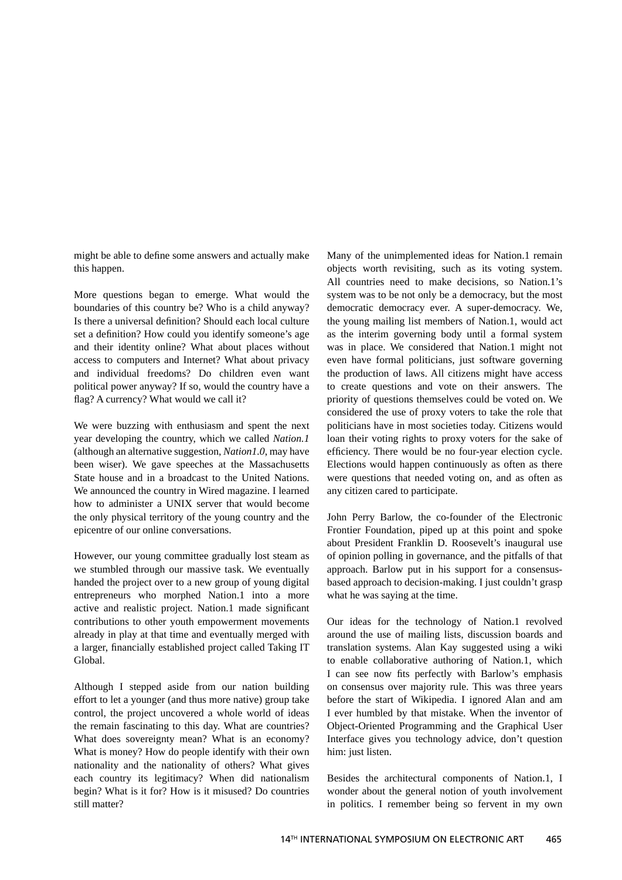might be able to define some answers and actually make this happen.

More questions began to emerge. What would the boundaries of this country be? Who is a child anyway? Is there a universal definition? Should each local culture set a definition? How could you identify someone's age and their identity online? What about places without access to computers and Internet? What about privacy and individual freedoms? Do children even want political power anyway? If so, would the country have a flag? A currency? What would we call it?

We were buzzing with enthusiasm and spent the next year developing the country, which we called *Nation.1* (although an alternative suggestion, *Nation1.0*, may have been wiser). We gave speeches at the Massachusetts State house and in a broadcast to the United Nations. We announced the country in Wired magazine. I learned how to administer a UNIX server that would become the only physical territory of the young country and the epicentre of our online conversations.

However, our young committee gradually lost steam as we stumbled through our massive task. We eventually handed the project over to a new group of young digital entrepreneurs who morphed Nation.1 into a more active and realistic project. Nation.1 made significant contributions to other youth empowerment movements already in play at that time and eventually merged with a larger, financially established project called Taking IT Global.

Although I stepped aside from our nation building effort to let a younger (and thus more native) group take control, the project uncovered a whole world of ideas the remain fascinating to this day. What are countries? What does sovereignty mean? What is an economy? What is money? How do people identify with their own nationality and the nationality of others? What gives each country its legitimacy? When did nationalism begin? What is it for? How is it misused? Do countries still matter?

Many of the unimplemented ideas for Nation.1 remain objects worth revisiting, such as its voting system. All countries need to make decisions, so Nation.1's system was to be not only be a democracy, but the most democratic democracy ever. A super-democracy. We, the young mailing list members of Nation.1, would act as the interim governing body until a formal system was in place. We considered that Nation.1 might not even have formal politicians, just software governing the production of laws. All citizens might have access to create questions and vote on their answers. The priority of questions themselves could be voted on. We considered the use of proxy voters to take the role that politicians have in most societies today. Citizens would loan their voting rights to proxy voters for the sake of efficiency. There would be no four-year election cycle. Elections would happen continuously as often as there were questions that needed voting on, and as often as any citizen cared to participate.

John Perry Barlow, the co-founder of the Electronic Frontier Foundation, piped up at this point and spoke about President Franklin D. Roosevelt's inaugural use of opinion polling in governance, and the pitfalls of that approach. Barlow put in his support for a consensus-based approach to decision-making. I just couldn't grasp what he was saying at the time.

Our ideas for the technology of Nation.1 revolved around the use of mailing lists, discussion boards and translation systems. Alan Kay suggested using a wiki to enable collaborative authoring of Nation.1, which I can see now fits perfectly with Barlow's emphasis on consensus over majority rule. This was three years before the start of Wikipedia. I ignored Alan and am I ever humbled by that mistake. When the inventor of Object-Oriented Programming and the Graphical User Interface gives you technology advice, don't question him: just listen.

Besides the architectural components of Nation.1, I wonder about the general notion of youth involvement in politics. I remember being so fervent in my own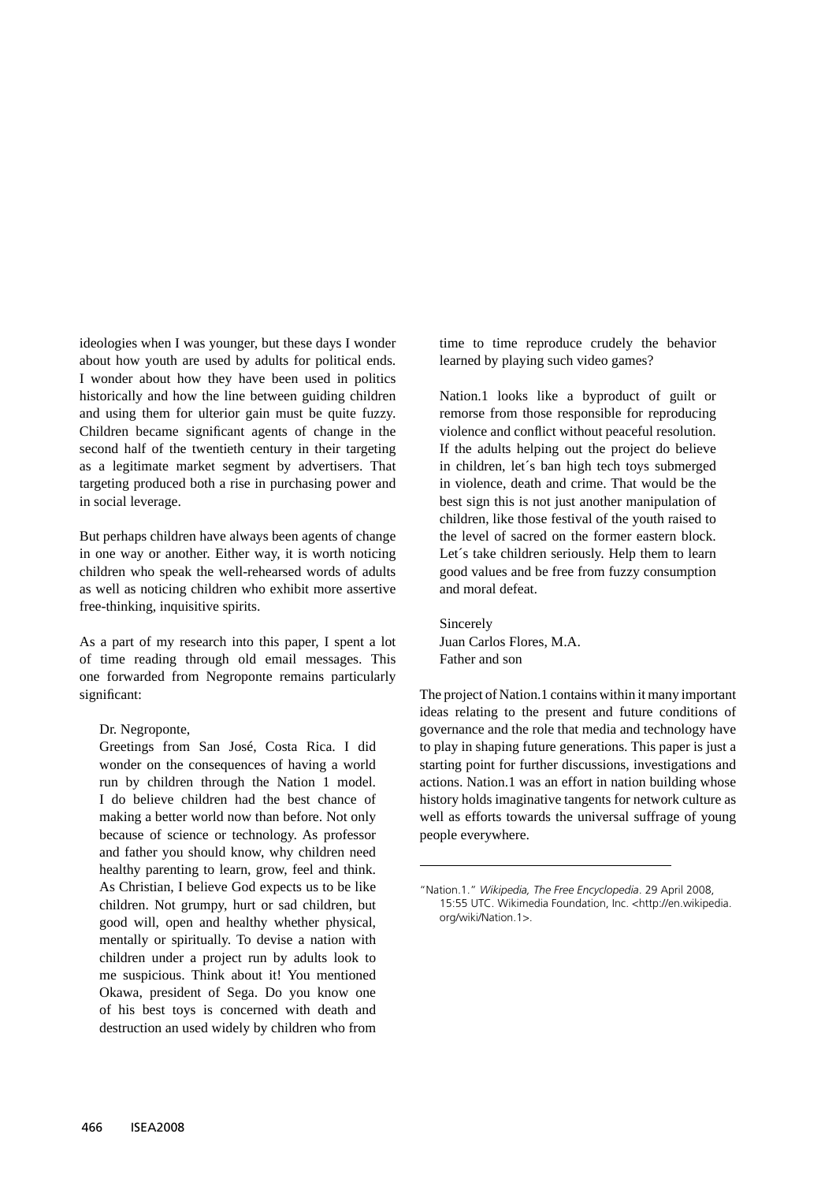ideologies when I was younger, but these days I wonder about how youth are used by adults for political ends. I wonder about how they have been used in politics historically and how the line between guiding children and using them for ulterior gain must be quite fuzzy. Children became significant agents of change in the second half of the twentieth century in their targeting as a legitimate market segment by advertisers. That targeting produced both a rise in purchasing power and in social leverage.

But perhaps children have always been agents of change in one way or another. Either way, it is worth noticing children who speak the well-rehearsed words of adults as well as noticing children who exhibit more assertive free-thinking, inquisitive spirits.

As a part of my research into this paper, I spent a lot of time reading through old email messages. This one forwarded from Negroponte remains particularly significant:

> Dr. Negroponte,
>
> Greetings from San José, Costa Rica. I did wonder on the consequences of having a world run by children through the Nation 1 model. I do believe children had the best chance of making a better world now than before. Not only because of science or technology. As professor and father you should know, why children need healthy parenting to learn, grow, feel and think. As Christian, I believe God expects us to be like children. Not grumpy, hurt or sad children, but good will, open and healthy whether physical, mentally or spiritually. To devise a nation with children under a project run by adults look to me suspicious. Think about it! You mentioned Okawa, president of Sega. Do you know one of his best toys is concerned with death and destruction an used widely by children who from time to time reproduce crudely the behavior learned by playing such video games?
>
> Nation.1 looks like a byproduct of guilt or remorse from those responsible for reproducing violence and conflict without peaceful resolution. If the adults helping out the project do believe in children, let´s ban high tech toys submerged in violence, death and crime. That would be the best sign this is not just another manipulation of children, like those festival of the youth raised to the level of sacred on the former eastern block. Let´s take children seriously. Help them to learn good values and be free from fuzzy consumption and moral defeat.
>
> Sincerely
> Juan Carlos Flores, M.A.
> Father and son

The project of Nation.1 contains within it many important ideas relating to the present and future conditions of governance and the role that media and technology have to play in shaping future generations. This paper is just a starting point for further discussions, investigations and actions. Nation.1 was an effort in nation building whose history holds imaginative tangents for network culture as well as efforts towards the universal suffrage of young people everywhere.

---

"Nation.1." *Wikipedia, The Free Encyclopedia*. 29 April 2008, 15:55 UTC. Wikimedia Foundation, Inc. <http://en.wikipedia.org/wiki/Nation.1>.